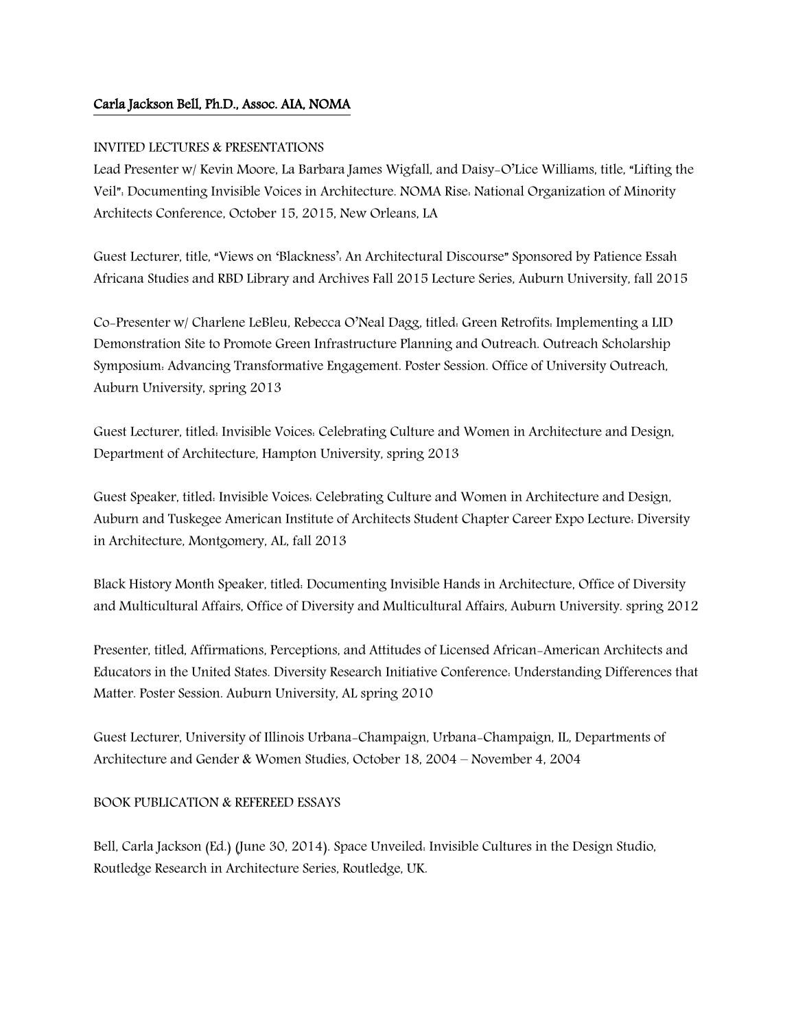# Carla Jackson Bell, Ph.D., Assoc. AIA, NOMA

## INVITED LECTURES & PRESENTATIONS

Lead Presenter w/ Kevin Moore, La Barbara James Wigfall, and Daisy-O'Lice Williams, title, "Lifting the Veil": Documenting Invisible Voices in Architecture. NOMA Rise: National Organization of Minority Architects Conference, October 15, 2015, New Orleans, LA

Guest Lecturer, title, "Views on 'Blackness': An Architectural Discourse" Sponsored by Patience Essah Africana Studies and RBD Library and Archives Fall 2015 Lecture Series, Auburn University, fall 2015

Co-Presenter w/ Charlene LeBleu, Rebecca O'Neal Dagg, titled: Green Retrofits: Implementing a LID Demonstration Site to Promote Green Infrastructure Planning and Outreach. Outreach Scholarship Symposium: Advancing Transformative Engagement. Poster Session. Office of University Outreach, Auburn University, spring 2013

Guest Lecturer, titled: Invisible Voices: Celebrating Culture and Women in Architecture and Design, Department of Architecture, Hampton University, spring 2013

Guest Speaker, titled: Invisible Voices: Celebrating Culture and Women in Architecture and Design, Auburn and Tuskegee American Institute of Architects Student Chapter Career Expo Lecture: Diversity in Architecture, Montgomery, AL, fall 2013

Black History Month Speaker, titled: Documenting Invisible Hands in Architecture, Office of Diversity and Multicultural Affairs, Office of Diversity and Multicultural Affairs, Auburn University. spring 2012

Presenter, titled, Affirmations, Perceptions, and Attitudes of Licensed African-American Architects and Educators in the United States. Diversity Research Initiative Conference: Understanding Differences that Matter. Poster Session. Auburn University, AL spring 2010

Guest Lecturer, University of Illinois Urbana-Champaign, Urbana-Champaign, IL, Departments of Architecture and Gender & Women Studies, October 18, 2004 – November 4, 2004

## BOOK PUBLICATION & REFEREED ESSAYS

Bell, Carla Jackson (Ed.) (June 30, 2014). Space Unveiled: Invisible Cultures in the Design Studio, Routledge Research in Architecture Series, Routledge, UK.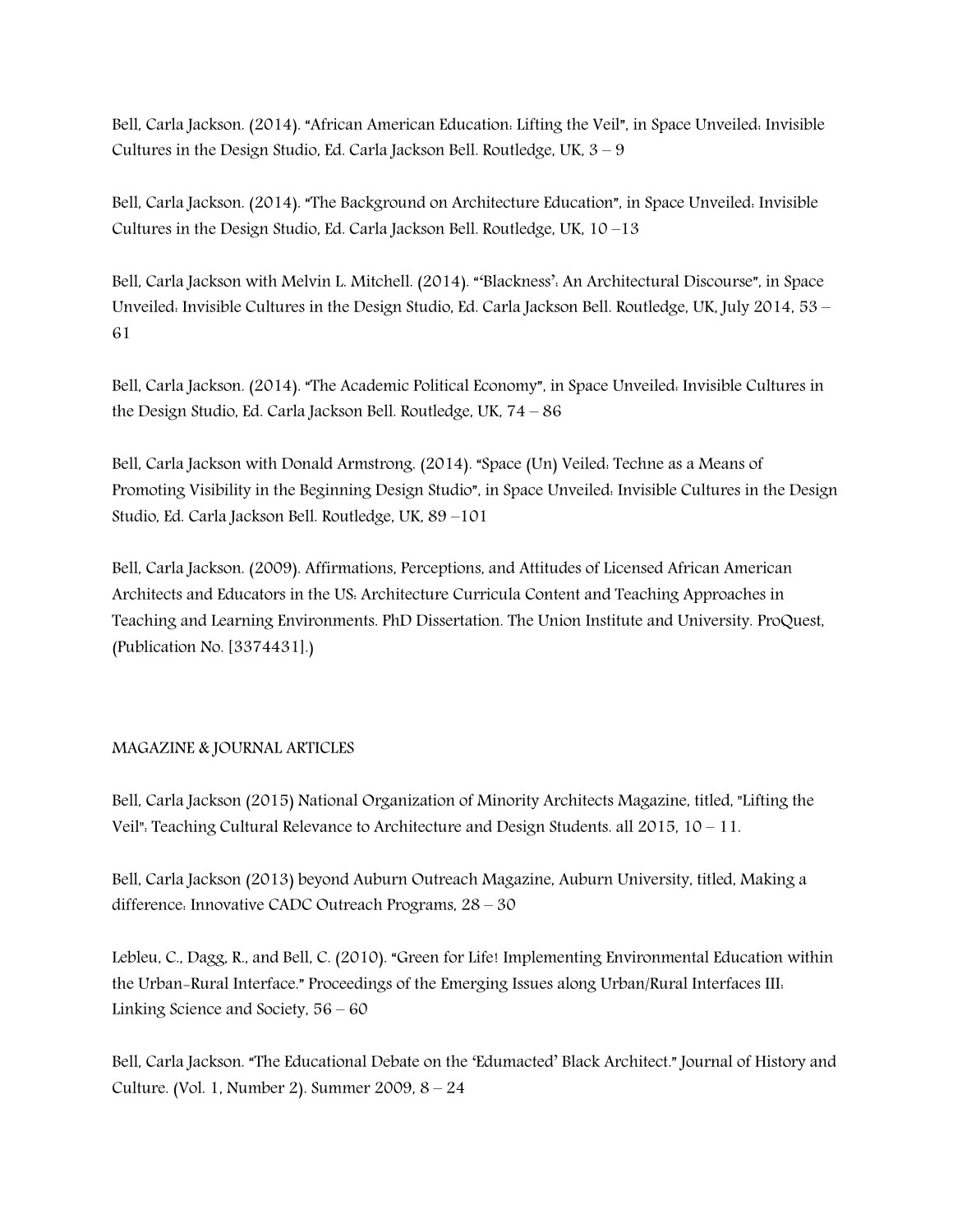Bell, Carla Jackson. (2014). "African American Education: Lifting the Veil", in Space Unveiled: Invisible Cultures in the Design Studio, Ed. Carla Jackson Bell. Routledge, UK, 3 – 9

Bell, Carla Jackson. (2014). "The Background on Architecture Education", in Space Unveiled: Invisible Cultures in the Design Studio, Ed. Carla Jackson Bell. Routledge, UK, 10 –13

Bell, Carla Jackson with Melvin L. Mitchell. (2014). "'Blackness': An Architectural Discourse", in Space Unveiled: Invisible Cultures in the Design Studio, Ed. Carla Jackson Bell. Routledge, UK, July 2014, 53 – 61

Bell, Carla Jackson. (2014). "The Academic Political Economy", in Space Unveiled: Invisible Cultures in the Design Studio, Ed. Carla Jackson Bell. Routledge, UK, 74 – 86

Bell, Carla Jackson with Donald Armstrong. (2014). "Space (Un) Veiled: Techne as a Means of Promoting Visibility in the Beginning Design Studio", in Space Unveiled: Invisible Cultures in the Design Studio, Ed. Carla Jackson Bell. Routledge, UK, 89 –101

Bell, Carla Jackson. (2009). Affirmations, Perceptions, and Attitudes of Licensed African American Architects and Educators in the US: Architecture Curricula Content and Teaching Approaches in Teaching and Learning Environments. PhD Dissertation. The Union Institute and University. ProQuest, (Publication No. [3374431].)

MAGAZINE & JOURNAL ARTICLES

Bell, Carla Jackson (2015) National Organization of Minority Architects Magazine, titled, "Lifting the Veil": Teaching Cultural Relevance to Architecture and Design Students. all 2015, 10 – 11.

Bell, Carla Jackson (2013) beyond Auburn Outreach Magazine, Auburn University, titled, Making a difference: Innovative CADC Outreach Programs, 28 – 30

Lebleu, C., Dagg, R., and Bell, C. (2010). "Green for Life! Implementing Environmental Education within the Urban-Rural Interface." Proceedings of the Emerging Issues along Urban/Rural Interfaces III: Linking Science and Society, 56 – 60

Bell, Carla Jackson. "The Educational Debate on the 'Edumacted' Black Architect." Journal of History and Culture. (Vol. 1, Number 2). Summer 2009, 8 – 24